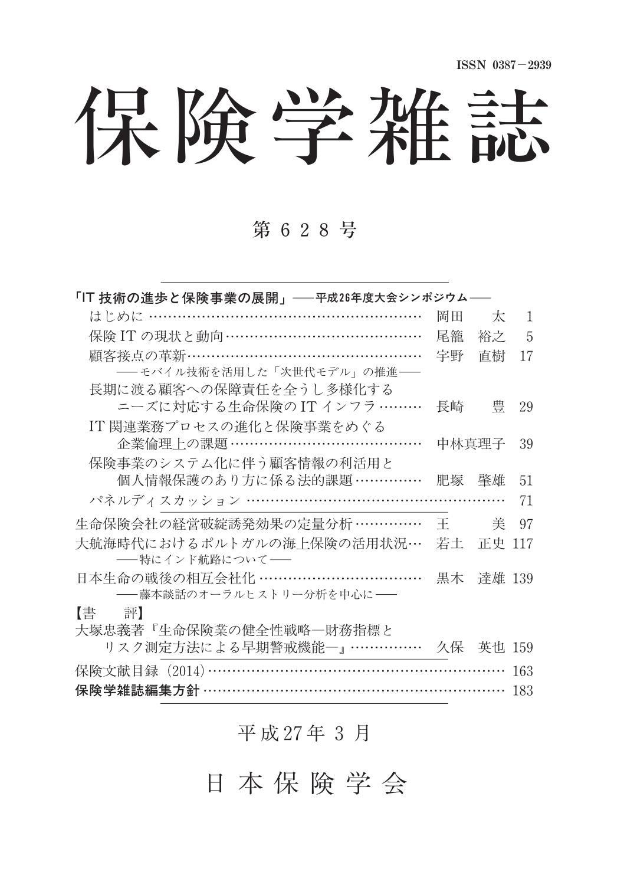ISSN 0387－2939

# 保険学雑誌

## 第 6 2 8 号

**「IT 技術の進歩と保険事業の展開」――平成26年度大会シンポジウム――**

- はじめに …… 岡田　太 1
- 保険 IT の現状と動向 …… 尾籠　裕之 5
- 顧客接点の革新 …… 宇野　直樹 17
  ――モバイル技術を活用した「次世代モデル」の推進――
- 長期に渡る顧客への保障責任を全うし多様化するニーズに対応する生命保険の IT インフラ …… 長崎　豊 29
- IT 関連業務プロセスの進化と保険事業をめぐる企業倫理上の課題 …… 中林真理子 39
- 保険事業のシステム化に伴う顧客情報の利活用と個人情報保護のあり方に係る法的課題 …… 肥塚　肇雄 51
- パネルディスカッション …… 71

生命保険会社の経営破綻誘発効果の定量分析 …… 王　美 97

大航海時代におけるポルトガルの海上保険の活用状況 …… 若土　正史 117
――特にインド航路について――

日本生命の戦後の相互会社化 …… 黒木　達雄 139
――藤本談話のオーラルヒストリー分析を中心に――

【書　評】

大塚忠義著『生命保険業の健全性戦略―財務指標とリスク測定方法による早期警戒機能―』 …… 久保　英也 159

保険文献目録（2014） …… 163

**保険学雑誌編集方針** …… 183

平成27年 3 月

日 本 保 険 学 会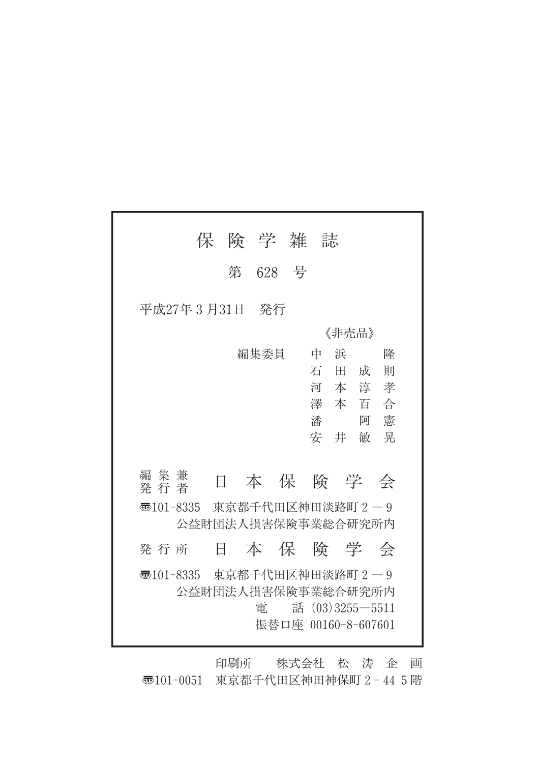# 保険学雑誌

## 第 628 号

平成27年 3 月31日　発行

《非売品》

編集委員　中浜　隆
石田成則
河本淳孝
澤本百合
潘　阿憲
安井敏晃

編集兼発行者　日本保険学会

〒101-8335　東京都千代田区神田淡路町 2 — 9
公益財団法人損害保険事業総合研究所内

発行所　日本保険学会

〒101-8335　東京都千代田区神田淡路町 2 — 9
公益財団法人損害保険事業総合研究所内
電　話 (03)3255—5511
振替口座 00160-8-607601

印刷所　株式会社　松涛企画
〒101-0051　東京都千代田区神田神保町 2 - 44 5 階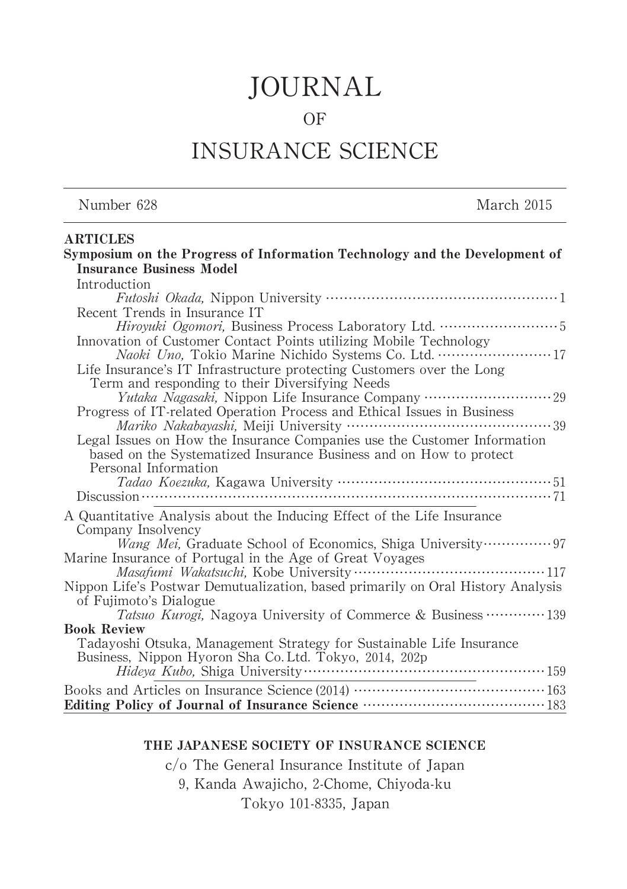# JOURNAL

OF

# INSURANCE SCIENCE

Number 628 March 2015

---

**ARTICLES**

**Symposium on the Progress of Information Technology and the Development of Insurance Business Model**

Introduction
*Futoshi Okada,* Nippon University ........................................ 1

Recent Trends in Insurance IT
*Hiroyuki Ogomori,* Business Process Laboratory Ltd. ........................ 5

Innovation of Customer Contact Points utilizing Mobile Technology
*Naoki Uno,* Tokio Marine Nichido Systems Co. Ltd. ........................ 17

Life Insurance's IT Infrastructure protecting Customers over the Long Term and responding to their Diversifying Needs
*Yutaka Nagasaki,* Nippon Life Insurance Company ........................ 29

Progress of IT-related Operation Process and Ethical Issues in Business
*Mariko Nakabayashi,* Meiji University ........................................ 39

Legal Issues on How the Insurance Companies use the Customer Information based on the Systematized Insurance Business and on How to protect Personal Information
*Tadao Koezuka,* Kagawa University ........................................ 51

Discussion ........................................ 71

---

A Quantitative Analysis about the Inducing Effect of the Life Insurance Company Insolvency
*Wang Mei,* Graduate School of Economics, Shiga University ........................ 97

Marine Insurance of Portugal in the Age of Great Voyages
*Masafumi Wakatsuchi,* Kobe University ........................................ 117

Nippon Life's Postwar Demutualization, based primarily on Oral History Analysis of Fujimoto's Dialogue
*Tatsuo Kurogi,* Nagoya University of Commerce & Business ........................ 139

**Book Review**

Tadayoshi Otsuka, Management Strategy for Sustainable Life Insurance Business, Nippon Hyoron Sha Co. Ltd. Tokyo, 2014, 202p
*Hideya Kubo,* Shiga University ........................................ 159

---

Books and Articles on Insurance Science (2014) ........................................ 163

**Editing Policy of Journal of Insurance Science** ........................................ 183

---

**THE JAPANESE SOCIETY OF INSURANCE SCIENCE**

c/o The General Insurance Institute of Japan
9, Kanda Awajicho, 2-Chome, Chiyoda-ku
Tokyo 101-8335, Japan